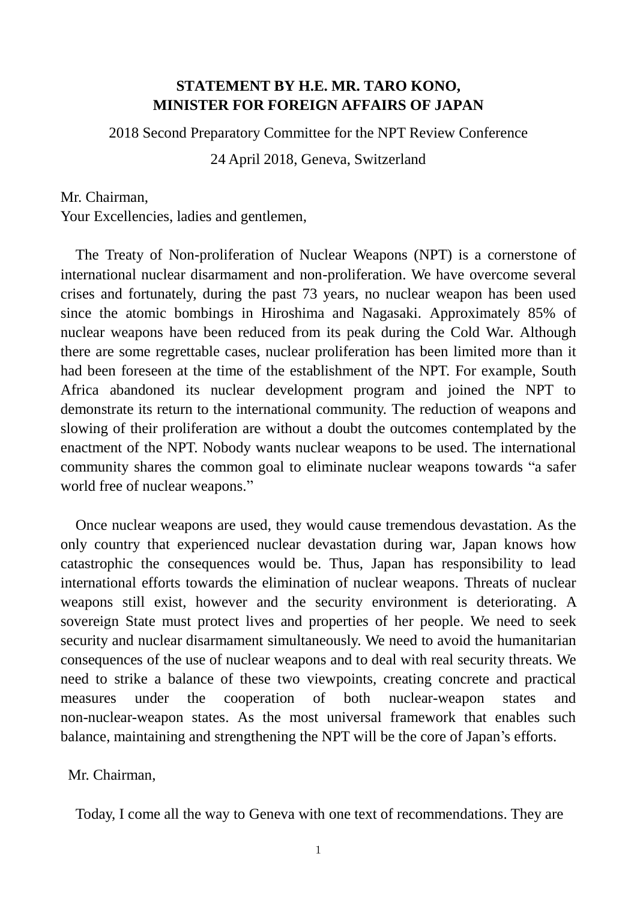**STATEMENT BY H.E. MR. TARO KONO,**
**MINISTER FOR FOREIGN AFFAIRS OF JAPAN**

2018 Second Preparatory Committee for the NPT Review Conference

24 April 2018, Geneva, Switzerland

Mr. Chairman,
Your Excellencies, ladies and gentlemen,

The Treaty of Non-proliferation of Nuclear Weapons (NPT) is a cornerstone of international nuclear disarmament and non-proliferation. We have overcome several crises and fortunately, during the past 73 years, no nuclear weapon has been used since the atomic bombings in Hiroshima and Nagasaki. Approximately 85% of nuclear weapons have been reduced from its peak during the Cold War. Although there are some regrettable cases, nuclear proliferation has been limited more than it had been foreseen at the time of the establishment of the NPT. For example, South Africa abandoned its nuclear development program and joined the NPT to demonstrate its return to the international community. The reduction of weapons and slowing of their proliferation are without a doubt the outcomes contemplated by the enactment of the NPT. Nobody wants nuclear weapons to be used. The international community shares the common goal to eliminate nuclear weapons towards "a safer world free of nuclear weapons."

Once nuclear weapons are used, they would cause tremendous devastation. As the only country that experienced nuclear devastation during war, Japan knows how catastrophic the consequences would be. Thus, Japan has responsibility to lead international efforts towards the elimination of nuclear weapons. Threats of nuclear weapons still exist, however and the security environment is deteriorating. A sovereign State must protect lives and properties of her people. We need to seek security and nuclear disarmament simultaneously. We need to avoid the humanitarian consequences of the use of nuclear weapons and to deal with real security threats. We need to strike a balance of these two viewpoints, creating concrete and practical measures under the cooperation of both nuclear-weapon states and non-nuclear-weapon states. As the most universal framework that enables such balance, maintaining and strengthening the NPT will be the core of Japan's efforts.

Mr. Chairman,

Today, I come all the way to Geneva with one text of recommendations. They are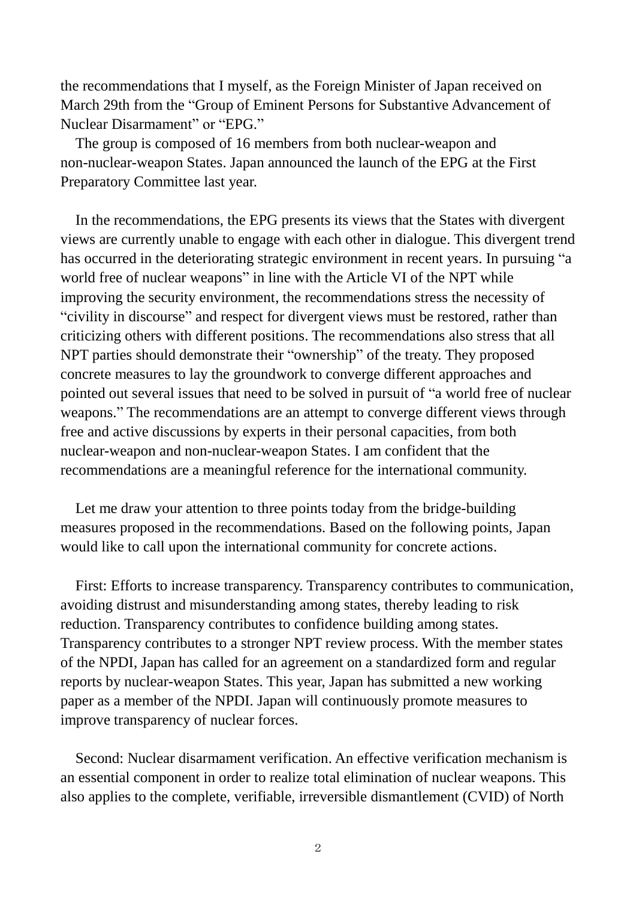the recommendations that I myself, as the Foreign Minister of Japan received on March 29th from the “Group of Eminent Persons for Substantive Advancement of Nuclear Disarmament” or “EPG.”

The group is composed of 16 members from both nuclear-weapon and non-nuclear-weapon States. Japan announced the launch of the EPG at the First Preparatory Committee last year.

In the recommendations, the EPG presents its views that the States with divergent views are currently unable to engage with each other in dialogue. This divergent trend has occurred in the deteriorating strategic environment in recent years. In pursuing “a world free of nuclear weapons” in line with the Article VI of the NPT while improving the security environment, the recommendations stress the necessity of “civility in discourse” and respect for divergent views must be restored, rather than criticizing others with different positions. The recommendations also stress that all NPT parties should demonstrate their “ownership” of the treaty. They proposed concrete measures to lay the groundwork to converge different approaches and pointed out several issues that need to be solved in pursuit of “a world free of nuclear weapons.” The recommendations are an attempt to converge different views through free and active discussions by experts in their personal capacities, from both nuclear-weapon and non-nuclear-weapon States. I am confident that the recommendations are a meaningful reference for the international community.

Let me draw your attention to three points today from the bridge-building measures proposed in the recommendations. Based on the following points, Japan would like to call upon the international community for concrete actions.

First: Efforts to increase transparency. Transparency contributes to communication, avoiding distrust and misunderstanding among states, thereby leading to risk reduction. Transparency contributes to confidence building among states. Transparency contributes to a stronger NPT review process. With the member states of the NPDI, Japan has called for an agreement on a standardized form and regular reports by nuclear-weapon States. This year, Japan has submitted a new working paper as a member of the NPDI. Japan will continuously promote measures to improve transparency of nuclear forces.

Second: Nuclear disarmament verification. An effective verification mechanism is an essential component in order to realize total elimination of nuclear weapons. This also applies to the complete, verifiable, irreversible dismantlement (CVID) of North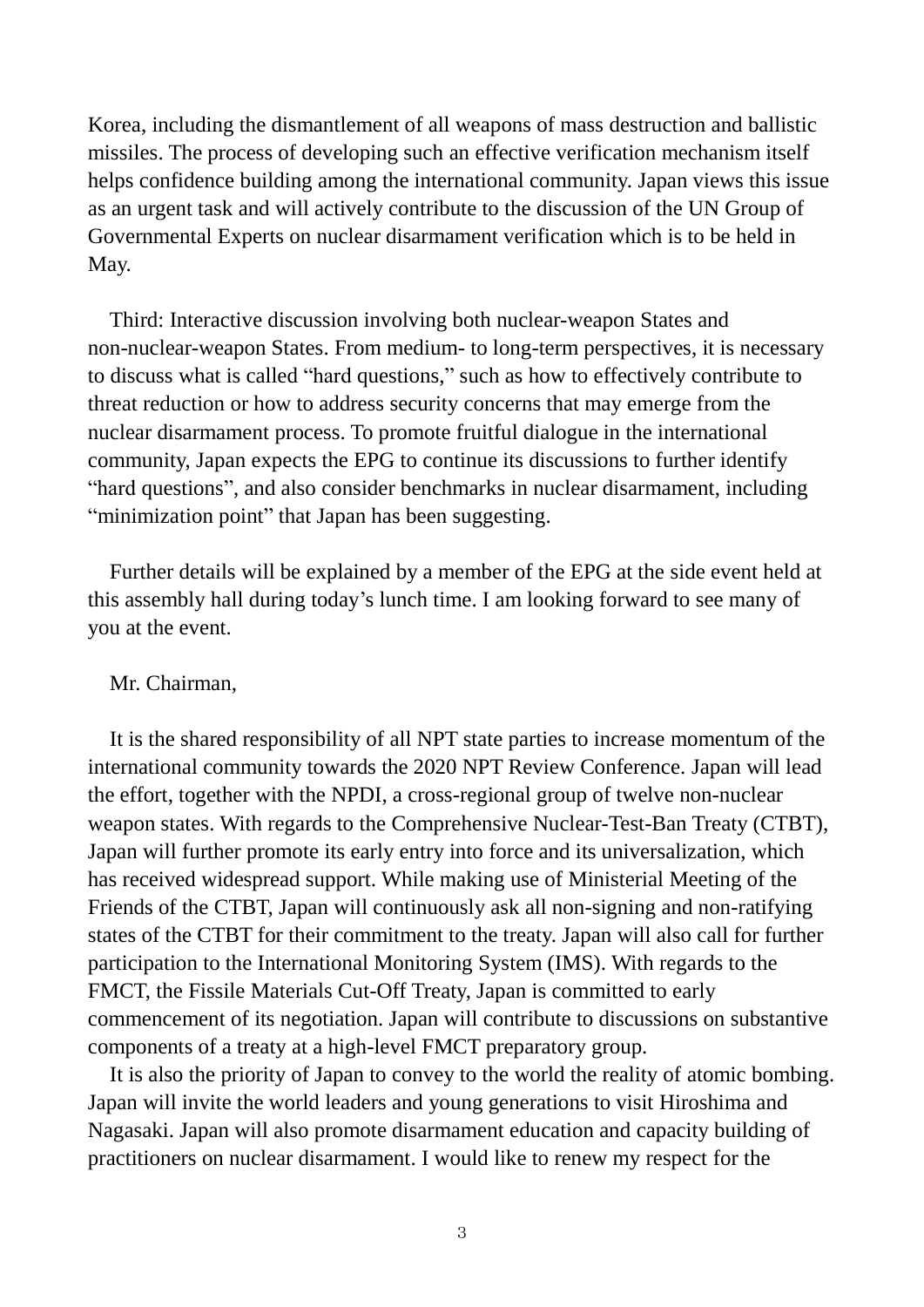Korea, including the dismantlement of all weapons of mass destruction and ballistic missiles. The process of developing such an effective verification mechanism itself helps confidence building among the international community. Japan views this issue as an urgent task and will actively contribute to the discussion of the UN Group of Governmental Experts on nuclear disarmament verification which is to be held in May.

Third: Interactive discussion involving both nuclear-weapon States and non-nuclear-weapon States. From medium- to long-term perspectives, it is necessary to discuss what is called "hard questions," such as how to effectively contribute to threat reduction or how to address security concerns that may emerge from the nuclear disarmament process. To promote fruitful dialogue in the international community, Japan expects the EPG to continue its discussions to further identify "hard questions", and also consider benchmarks in nuclear disarmament, including "minimization point" that Japan has been suggesting.

Further details will be explained by a member of the EPG at the side event held at this assembly hall during today's lunch time. I am looking forward to see many of you at the event.

Mr. Chairman,

It is the shared responsibility of all NPT state parties to increase momentum of the international community towards the 2020 NPT Review Conference. Japan will lead the effort, together with the NPDI, a cross-regional group of twelve non-nuclear weapon states. With regards to the Comprehensive Nuclear-Test-Ban Treaty (CTBT), Japan will further promote its early entry into force and its universalization, which has received widespread support. While making use of Ministerial Meeting of the Friends of the CTBT, Japan will continuously ask all non-signing and non-ratifying states of the CTBT for their commitment to the treaty. Japan will also call for further participation to the International Monitoring System (IMS). With regards to the FMCT, the Fissile Materials Cut-Off Treaty, Japan is committed to early commencement of its negotiation. Japan will contribute to discussions on substantive components of a treaty at a high-level FMCT preparatory group.

It is also the priority of Japan to convey to the world the reality of atomic bombing. Japan will invite the world leaders and young generations to visit Hiroshima and Nagasaki. Japan will also promote disarmament education and capacity building of practitioners on nuclear disarmament. I would like to renew my respect for the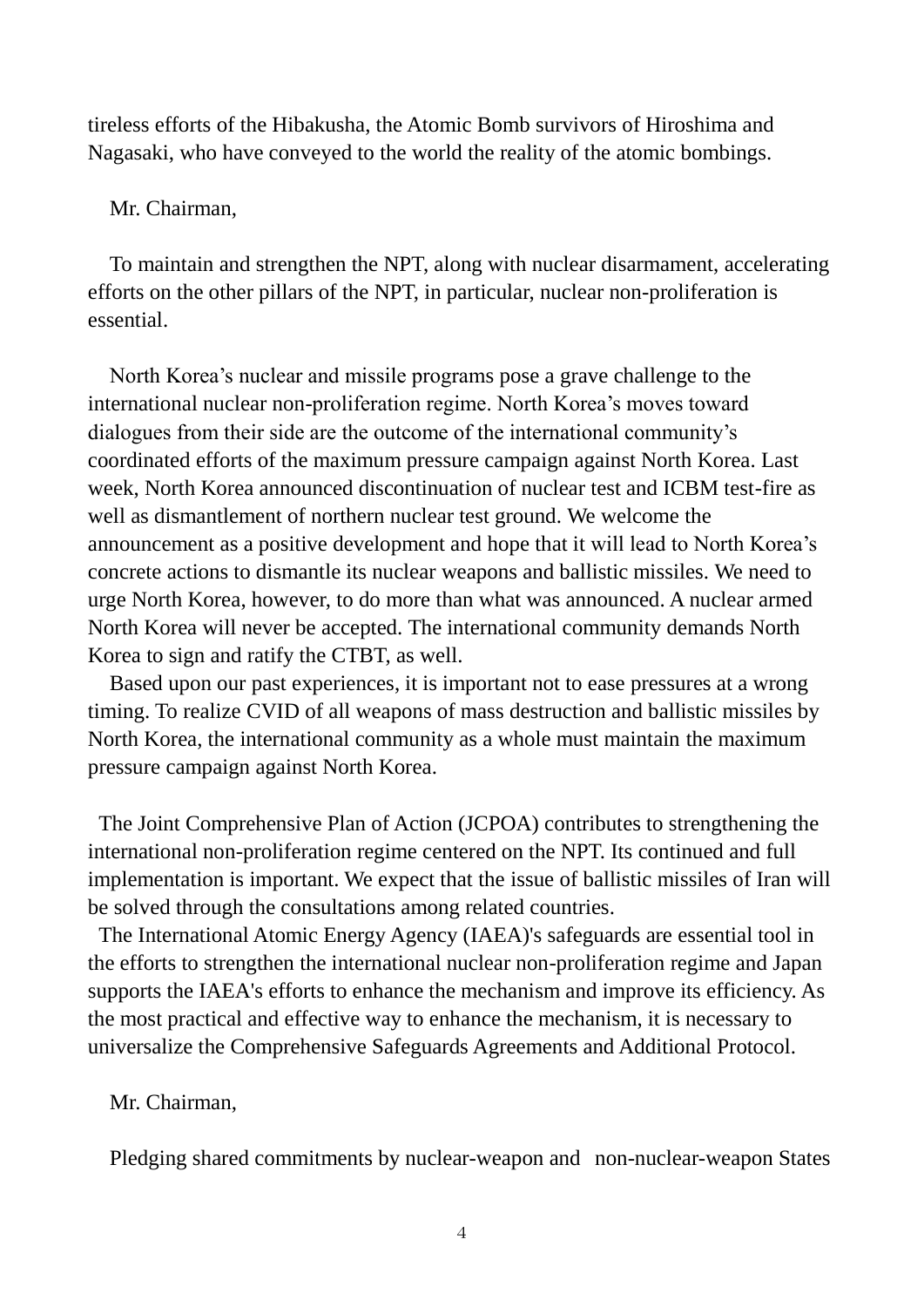tireless efforts of the Hibakusha, the Atomic Bomb survivors of Hiroshima and Nagasaki, who have conveyed to the world the reality of the atomic bombings.

Mr. Chairman,

To maintain and strengthen the NPT, along with nuclear disarmament, accelerating efforts on the other pillars of the NPT, in particular, nuclear non-proliferation is essential.

North Korea's nuclear and missile programs pose a grave challenge to the international nuclear non-proliferation regime. North Korea's moves toward dialogues from their side are the outcome of the international community's coordinated efforts of the maximum pressure campaign against North Korea. Last week, North Korea announced discontinuation of nuclear test and ICBM test-fire as well as dismantlement of northern nuclear test ground. We welcome the announcement as a positive development and hope that it will lead to North Korea's concrete actions to dismantle its nuclear weapons and ballistic missiles. We need to urge North Korea, however, to do more than what was announced. A nuclear armed North Korea will never be accepted. The international community demands North Korea to sign and ratify the CTBT, as well.

Based upon our past experiences, it is important not to ease pressures at a wrong timing. To realize CVID of all weapons of mass destruction and ballistic missiles by North Korea, the international community as a whole must maintain the maximum pressure campaign against North Korea.

The Joint Comprehensive Plan of Action (JCPOA) contributes to strengthening the international non-proliferation regime centered on the NPT. Its continued and full implementation is important. We expect that the issue of ballistic missiles of Iran will be solved through the consultations among related countries.

The International Atomic Energy Agency (IAEA)'s safeguards are essential tool in the efforts to strengthen the international nuclear non-proliferation regime and Japan supports the IAEA's efforts to enhance the mechanism and improve its efficiency. As the most practical and effective way to enhance the mechanism, it is necessary to universalize the Comprehensive Safeguards Agreements and Additional Protocol.

Mr. Chairman,

Pledging shared commitments by nuclear-weapon and non-nuclear-weapon States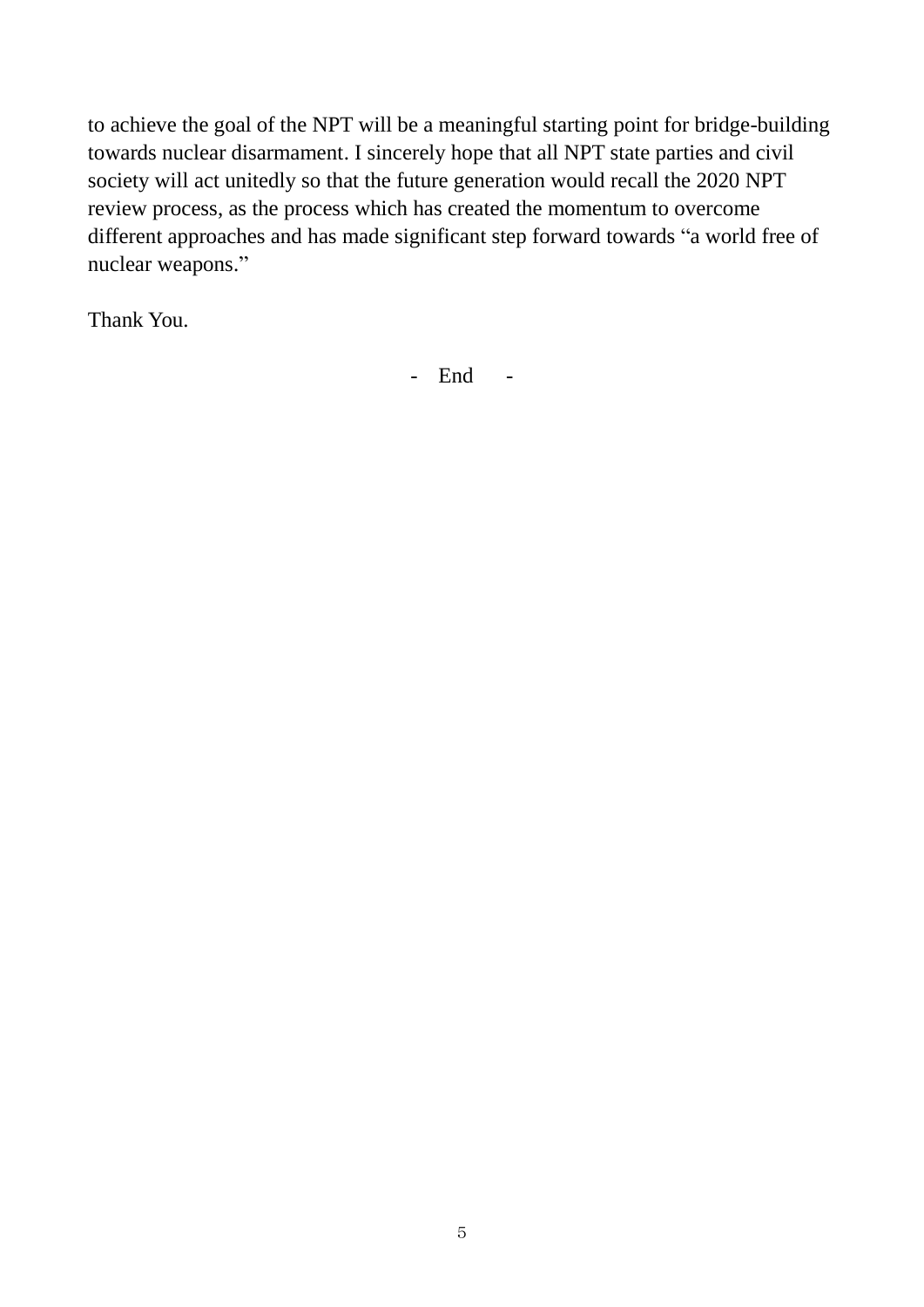to achieve the goal of the NPT will be a meaningful starting point for bridge-building towards nuclear disarmament. I sincerely hope that all NPT state parties and civil society will act unitedly so that the future generation would recall the 2020 NPT review process, as the process which has created the momentum to overcome different approaches and has made significant step forward towards "a world free of nuclear weapons."

Thank You.

- End -